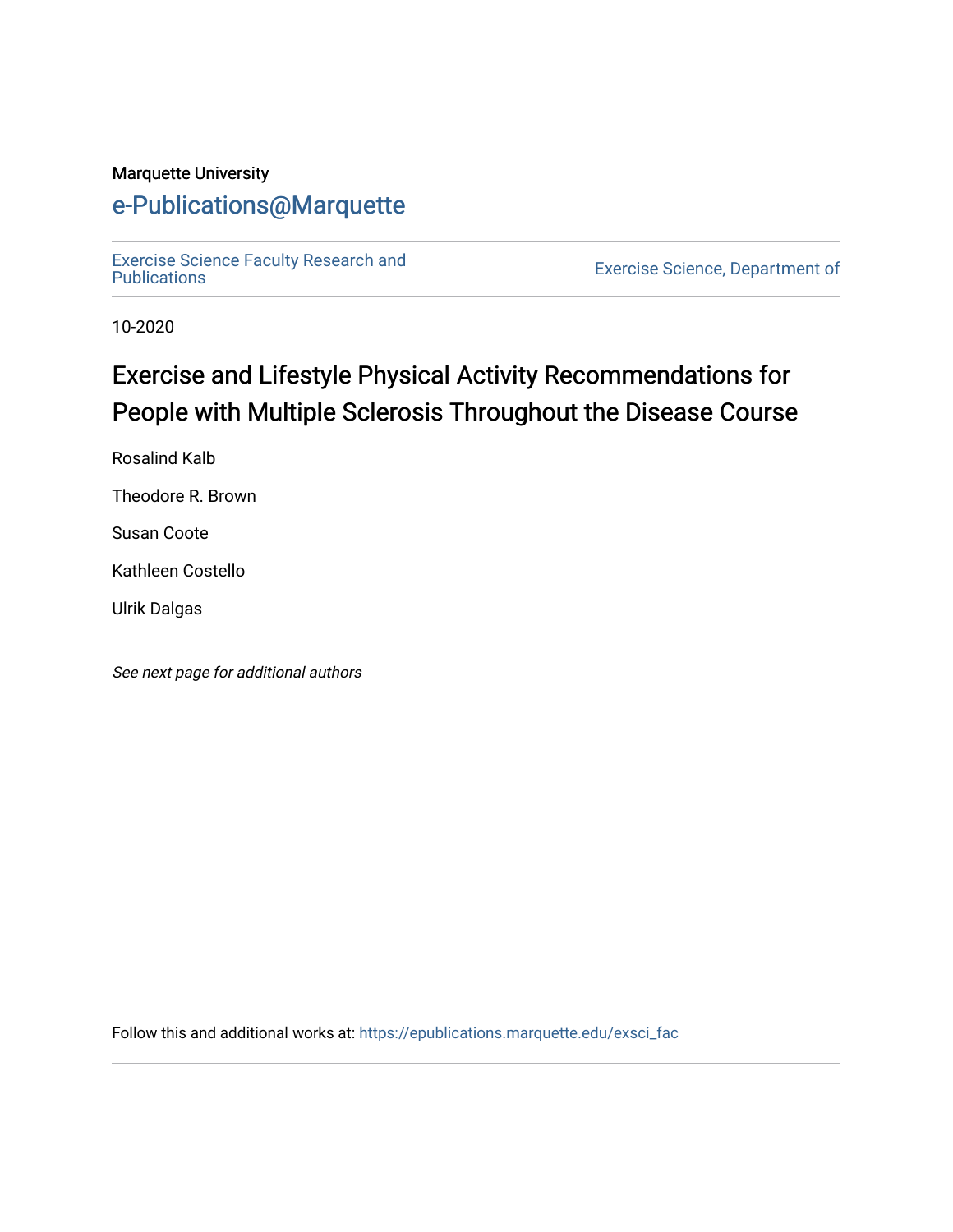Marquette University

# e-Publications@Marquette

Exercise Science Faculty Research and Publications

Exercise Science, Department of

10-2020

# Exercise and Lifestyle Physical Activity Recommendations for People with Multiple Sclerosis Throughout the Disease Course

Rosalind Kalb

Theodore R. Brown

Susan Coote

Kathleen Costello

Ulrik Dalgas

*See next page for additional authors*

Follow this and additional works at: https://epublications.marquette.edu/exsci_fac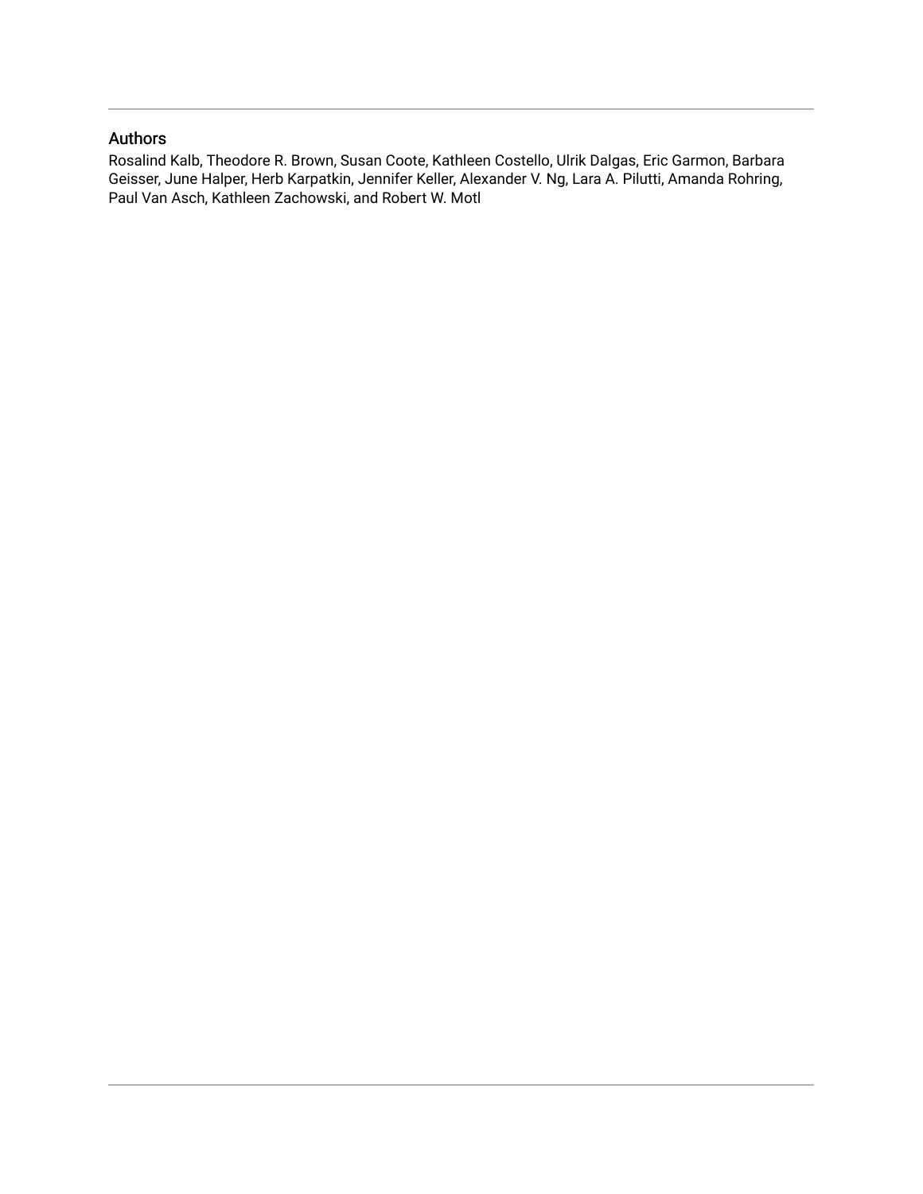## Authors

Rosalind Kalb, Theodore R. Brown, Susan Coote, Kathleen Costello, Ulrik Dalgas, Eric Garmon, Barbara Geisser, June Halper, Herb Karpatkin, Jennifer Keller, Alexander V. Ng, Lara A. Pilutti, Amanda Rohring, Paul Van Asch, Kathleen Zachowski, and Robert W. Motl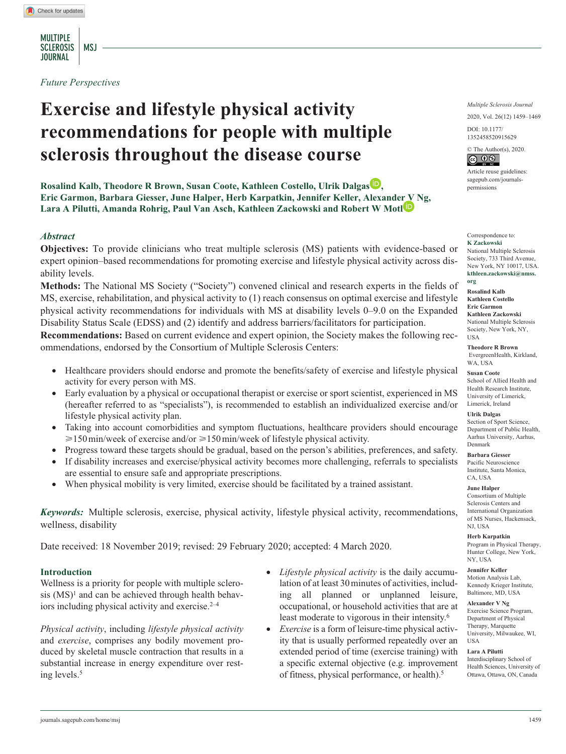*Future Perspectives*

# Exercise and lifestyle physical activity recommendations for people with multiple sclerosis throughout the disease course

**Rosalind Kalb, Theodore R Brown, Susan Coote, Kathleen Costello, Ulrik Dalgas, Eric Garmon, Barbara Giesser, June Halper, Herb Karpatkin, Jennifer Keller, Alexander V Ng, Lara A Pilutti, Amanda Rohrig, Paul Van Asch, Kathleen Zackowski and Robert W Motl**

## *Abstract*

**Objectives:** To provide clinicians who treat multiple sclerosis (MS) patients with evidence-based or expert opinion–based recommendations for promoting exercise and lifestyle physical activity across disability levels.

**Methods:** The National MS Society ("Society") convened clinical and research experts in the fields of MS, exercise, rehabilitation, and physical activity to (1) reach consensus on optimal exercise and lifestyle physical activity recommendations for individuals with MS at disability levels 0–9.0 on the Expanded Disability Status Scale (EDSS) and (2) identify and address barriers/facilitators for participation.

**Recommendations:** Based on current evidence and expert opinion, the Society makes the following recommendations, endorsed by the Consortium of Multiple Sclerosis Centers:

- Healthcare providers should endorse and promote the benefits/safety of exercise and lifestyle physical activity for every person with MS.
- Early evaluation by a physical or occupational therapist or exercise or sport scientist, experienced in MS (hereafter referred to as "specialists"), is recommended to establish an individualized exercise and/or lifestyle physical activity plan.
- Taking into account comorbidities and symptom fluctuations, healthcare providers should encourage ⩾150 min/week of exercise and/or ⩾150 min/week of lifestyle physical activity.
- Progress toward these targets should be gradual, based on the person's abilities, preferences, and safety.
- If disability increases and exercise/physical activity becomes more challenging, referrals to specialists are essential to ensure safe and appropriate prescriptions.
- When physical mobility is very limited, exercise should be facilitated by a trained assistant.

***Keywords:*** Multiple sclerosis, exercise, physical activity, lifestyle physical activity, recommendations, wellness, disability

Date received: 18 November 2019; revised: 29 February 2020; accepted: 4 March 2020.

## Introduction

Wellness is a priority for people with multiple sclerosis (MS)[1] and can be achieved through health behaviors including physical activity and exercise.[2–4]

*Physical activity*, including *lifestyle physical activity* and *exercise*, comprises any bodily movement produced by skeletal muscle contraction that results in a substantial increase in energy expenditure over resting levels.[5]

- *Lifestyle physical activity* is the daily accumulation of at least 30 minutes of activities, including all planned or unplanned leisure, occupational, or household activities that are at least moderate to vigorous in their intensity.[6]
- *Exercise* is a form of leisure-time physical activity that is usually performed repeatedly over an extended period of time (exercise training) with a specific external objective (e.g. improvement of fitness, physical performance, or health).[5]

Correspondence to:
**K Zackowski**
National Multiple Sclerosis Society, 733 Third Avenue, New York, NY 10017, USA.
**kthleen.zackowski@nmss.org**

**Rosalind Kalb**
**Kathleen Costello**
**Eric Garmon**
**Kathleen Zackowski**
National Multiple Sclerosis Society, New York, NY, USA

**Theodore R Brown**
EvergreenHealth, Kirkland, WA, USA

**Susan Coote**
School of Allied Health and Health Research Institute, University of Limerick, Limerick, Ireland

**Ulrik Dalgas**
Section of Sport Science, Department of Public Health, Aarhus University, Aarhus, Denmark

**Barbara Giesser**
Pacific Neuroscience Institute, Santa Monica, CA, USA

**June Halper**
Consortium of Multiple Sclerosis Centers and International Organization of MS Nurses, Hackensack, NJ, USA

**Herb Karpatkin**
Program in Physical Therapy, Hunter College, New York, NY, USA

**Jennifer Keller**
Motion Analysis Lab, Kennedy Krieger Institute, Baltimore, MD, USA

**Alexander V Ng**
Exercise Science Program, Department of Physical Therapy, Marquette University, Milwaukee, WI, USA

**Lara A Pilutti**
Interdisciplinary School of Health Sciences, University of Ottawa, Ottawa, ON, Canada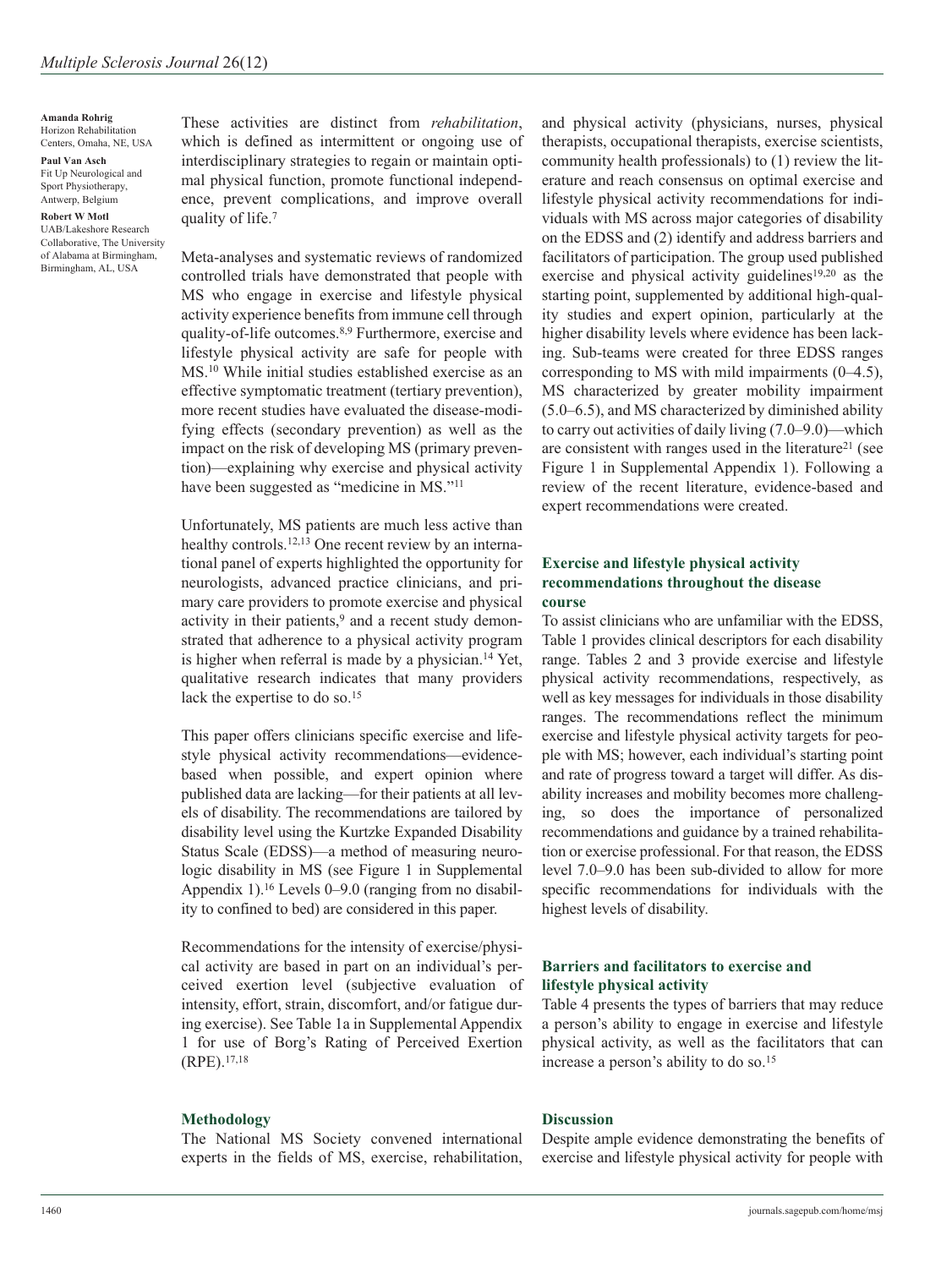**Amanda Rohrig**
Horizon Rehabilitation Centers, Omaha, NE, USA

**Paul Van Asch**
Fit Up Neurological and Sport Physiotherapy, Antwerp, Belgium

**Robert W Motl**
UAB/Lakeshore Research Collaborative, The University of Alabama at Birmingham, Birmingham, AL, USA

These activities are distinct from *rehabilitation*, which is defined as intermittent or ongoing use of interdisciplinary strategies to regain or maintain optimal physical function, promote functional independence, prevent complications, and improve overall quality of life.[7]

Meta-analyses and systematic reviews of randomized controlled trials have demonstrated that people with MS who engage in exercise and lifestyle physical activity experience benefits from immune cell through quality-of-life outcomes.[8,9] Furthermore, exercise and lifestyle physical activity are safe for people with MS.[10] While initial studies established exercise as an effective symptomatic treatment (tertiary prevention), more recent studies have evaluated the disease-modifying effects (secondary prevention) as well as the impact on the risk of developing MS (primary prevention)—explaining why exercise and physical activity have been suggested as "medicine in MS."[11]

Unfortunately, MS patients are much less active than healthy controls.[12,13] One recent review by an international panel of experts highlighted the opportunity for neurologists, advanced practice clinicians, and primary care providers to promote exercise and physical activity in their patients,[9] and a recent study demonstrated that adherence to a physical activity program is higher when referral is made by a physician.[14] Yet, qualitative research indicates that many providers lack the expertise to do so.[15]

This paper offers clinicians specific exercise and lifestyle physical activity recommendations—evidence-based when possible, and expert opinion where published data are lacking—for their patients at all levels of disability. The recommendations are tailored by disability level using the Kurtzke Expanded Disability Status Scale (EDSS)—a method of measuring neurologic disability in MS (see Figure 1 in Supplemental Appendix 1).[16] Levels 0–9.0 (ranging from no disability to confined to bed) are considered in this paper.

Recommendations for the intensity of exercise/physical activity are based in part on an individual's perceived exertion level (subjective evaluation of intensity, effort, strain, discomfort, and/or fatigue during exercise). See Table 1a in Supplemental Appendix 1 for use of Borg's Rating of Perceived Exertion (RPE).[17,18]

## Methodology

The National MS Society convened international experts in the fields of MS, exercise, rehabilitation, and physical activity (physicians, nurses, physical therapists, occupational therapists, exercise scientists, community health professionals) to (1) review the literature and reach consensus on optimal exercise and lifestyle physical activity recommendations for individuals with MS across major categories of disability on the EDSS and (2) identify and address barriers and facilitators of participation. The group used published exercise and physical activity guidelines[19,20] as the starting point, supplemented by additional high-quality studies and expert opinion, particularly at the higher disability levels where evidence has been lacking. Sub-teams were created for three EDSS ranges corresponding to MS with mild impairments (0–4.5), MS characterized by greater mobility impairment (5.0–6.5), and MS characterized by diminished ability to carry out activities of daily living (7.0–9.0)—which are consistent with ranges used in the literature[21] (see Figure 1 in Supplemental Appendix 1). Following a review of the recent literature, evidence-based and expert recommendations were created.

## Exercise and lifestyle physical activity recommendations throughout the disease course

To assist clinicians who are unfamiliar with the EDSS, Table 1 provides clinical descriptors for each disability range. Tables 2 and 3 provide exercise and lifestyle physical activity recommendations, respectively, as well as key messages for individuals in those disability ranges. The recommendations reflect the minimum exercise and lifestyle physical activity targets for people with MS; however, each individual's starting point and rate of progress toward a target will differ. As disability increases and mobility becomes more challenging, so does the importance of personalized recommendations and guidance by a trained rehabilitation or exercise professional. For that reason, the EDSS level 7.0–9.0 has been sub-divided to allow for more specific recommendations for individuals with the highest levels of disability.

## Barriers and facilitators to exercise and lifestyle physical activity

Table 4 presents the types of barriers that may reduce a person's ability to engage in exercise and lifestyle physical activity, as well as the facilitators that can increase a person's ability to do so.[15]

## Discussion

Despite ample evidence demonstrating the benefits of exercise and lifestyle physical activity for people with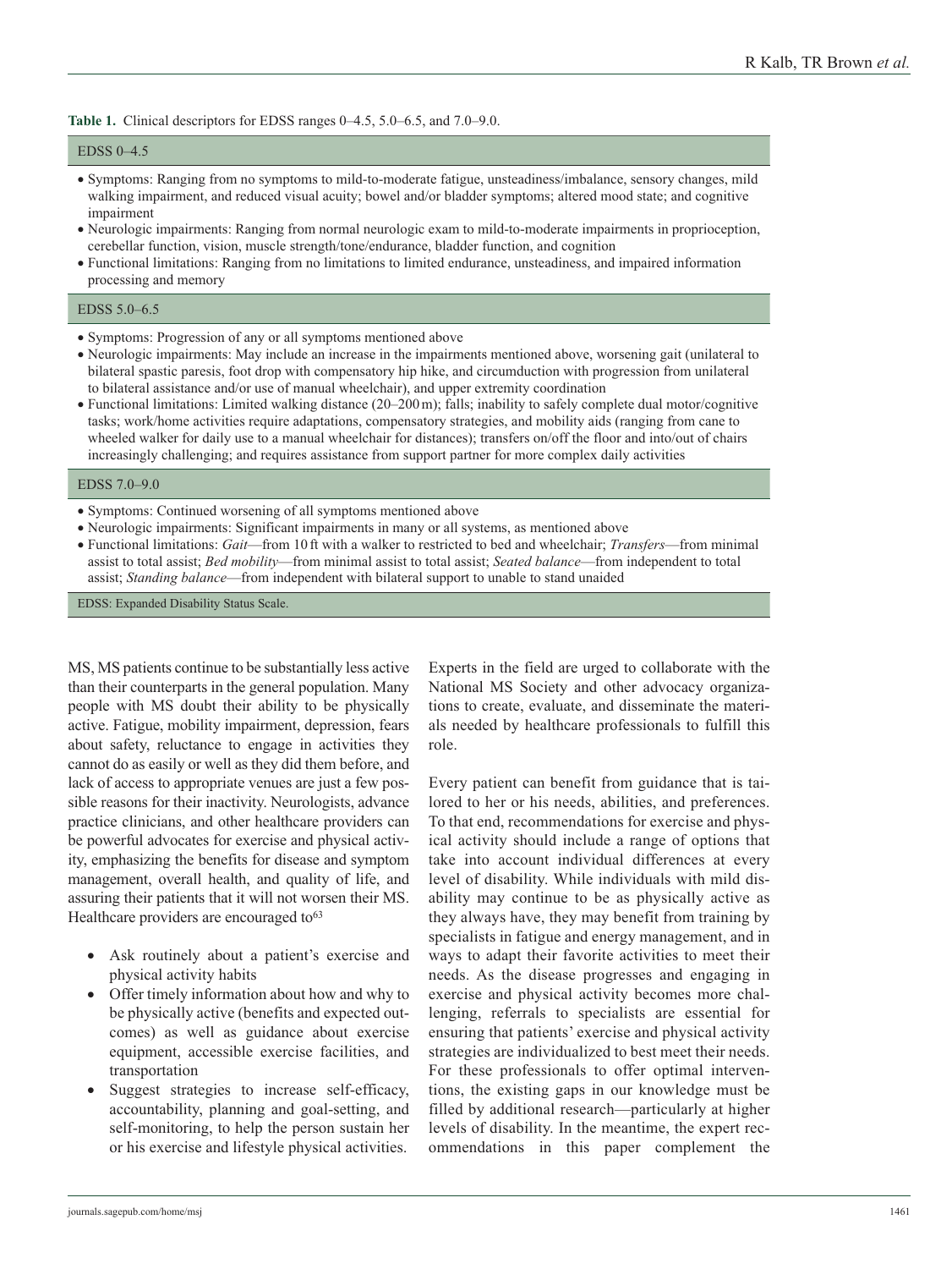**Table 1.** Clinical descriptors for EDSS ranges 0–4.5, 5.0–6.5, and 7.0–9.0.

| EDSS 0–4.5 |
| --- |
| • Symptoms: Ranging from no symptoms to mild-to-moderate fatigue, unsteadiness/imbalance, sensory changes, mild walking impairment, and reduced visual acuity; bowel and/or bladder symptoms; altered mood state; and cognitive impairment<br>• Neurologic impairments: Ranging from normal neurologic exam to mild-to-moderate impairments in proprioception, cerebellar function, vision, muscle strength/tone/endurance, bladder function, and cognition<br>• Functional limitations: Ranging from no limitations to limited endurance, unsteadiness, and impaired information processing and memory |
| **EDSS 5.0–6.5** |
| • Symptoms: Progression of any or all symptoms mentioned above<br>• Neurologic impairments: May include an increase in the impairments mentioned above, worsening gait (unilateral to bilateral spastic paresis, foot drop with compensatory hip hike, and circumduction with progression from unilateral to bilateral assistance and/or use of manual wheelchair), and upper extremity coordination<br>• Functional limitations: Limited walking distance (20–200 m); falls; inability to safely complete dual motor/cognitive tasks; work/home activities require adaptations, compensatory strategies, and mobility aids (ranging from cane to wheeled walker for daily use to a manual wheelchair for distances); transfers on/off the floor and into/out of chairs increasingly challenging; and requires assistance from support partner for more complex daily activities |
| **EDSS 7.0–9.0** |
| • Symptoms: Continued worsening of all symptoms mentioned above<br>• Neurologic impairments: Significant impairments in many or all systems, as mentioned above<br>• Functional limitations: *Gait*—from 10 ft with a walker to restricted to bed and wheelchair; *Transfers*—from minimal assist to total assist; *Bed mobility*—from minimal assist to total assist; *Seated balance*—from independent to total assist; *Standing balance*—from independent with bilateral support to unable to stand unaided |

EDSS: Expanded Disability Status Scale.

MS, MS patients continue to be substantially less active than their counterparts in the general population. Many people with MS doubt their ability to be physically active. Fatigue, mobility impairment, depression, fears about safety, reluctance to engage in activities they cannot do as easily or well as they did them before, and lack of access to appropriate venues are just a few possible reasons for their inactivity. Neurologists, advance practice clinicians, and other healthcare providers can be powerful advocates for exercise and physical activity, emphasizing the benefits for disease and symptom management, overall health, and quality of life, and assuring their patients that it will not worsen their MS. Healthcare providers are encouraged to[63]

- Ask routinely about a patient's exercise and physical activity habits
- Offer timely information about how and why to be physically active (benefits and expected outcomes) as well as guidance about exercise equipment, accessible exercise facilities, and transportation
- Suggest strategies to increase self-efficacy, accountability, planning and goal-setting, and self-monitoring, to help the person sustain her or his exercise and lifestyle physical activities.

Experts in the field are urged to collaborate with the National MS Society and other advocacy organizations to create, evaluate, and disseminate the materials needed by healthcare professionals to fulfill this role.

Every patient can benefit from guidance that is tailored to her or his needs, abilities, and preferences. To that end, recommendations for exercise and physical activity should include a range of options that take into account individual differences at every level of disability. While individuals with mild disability may continue to be as physically active as they always have, they may benefit from training by specialists in fatigue and energy management, and in ways to adapt their favorite activities to meet their needs. As the disease progresses and engaging in exercise and physical activity becomes more challenging, referrals to specialists are essential for ensuring that patients' exercise and physical activity strategies are individualized to best meet their needs. For these professionals to offer optimal interventions, the existing gaps in our knowledge must be filled by additional research—particularly at higher levels of disability. In the meantime, the expert recommendations in this paper complement the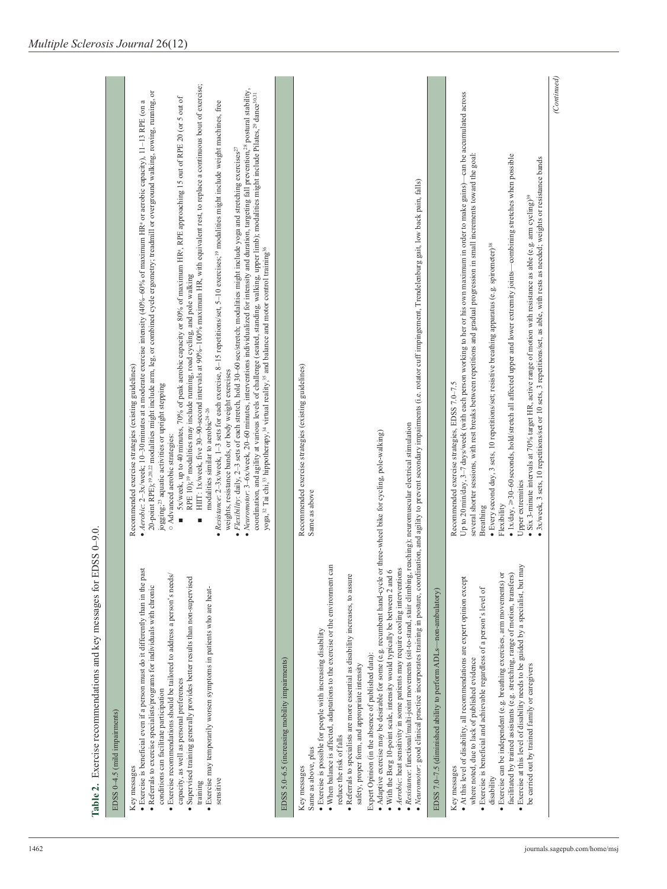**Table 2.** Exercise recommendations and key messages for EDSS 0–9.0.

| Key messages | Recommended exercise strategies |
|---|---|
| **EDSS 0–4.5 (mild impairments)** | |
| • Exercise is beneficial even if a person must do it differently than in the past<br>• Referrals to exercise specialists/programs for individuals with chronic conditions can facilitate participation<br>• Exercise recommendations should be tailored to address a person's needs/capacity, as well as personal preferences<br>• Supervised training generally provides better results than non-supervised training<br>• Exercise may temporarily worsen symptoms in patients who are heat-sensitive | Recommended exercise strategies (existing guidelines)<br>• *Aerobic*: 2–3x/week; 10–30 minutes at a moderate exercise intensity (40%–60% of maximum HR[a] or aerobic capacity), 11–13 RPE (on a 20-point RPE);[19,20,22] modalities might include arm, leg, or combined cycle ergometry; treadmill or overground walking, rowing, running, or jogging;[23] aquatic activities or upright stepping<br>◦ Advanced aerobic strategies:<br>▪ 5x/week, up to 40 minutes, 70% of peak aerobic capacity or 80% of maximum HR[a], RPE approaching 15 out of RPE 20 (or 5 out of RPE 10);[19] modalities may include running, road cycling, and pole walking<br>▪ HIIT: 1x/week, five 30–90-second intervals at 90%–100% maximum HR, with equivalent rest, to replace a continuous bout of exercise; modalities similar to aerobic[24–26]<br>• *Resistance*: 2–3x/week, 1–3 sets for each exercise, 8–15 repetitions/set, 5–10 exercises;[19] modalities might include weight machines, free weights, resistance bands, or body weight exercises<br>• *Flexibility*: daily, 2–3 sets of each stretch, hold 30–60 sec/stretch; modalities might include yoga and stretching exercises[27]<br>• *Neuromotor*: 3–6x/week, 20–60 minutes, interventions individualized for intensity and duration, targeting fall prevention,[28] postural stability, coordination, and agility at various levels of challenge (seated, standing, walking, upper limb); modalities might include Pilates,[29] dance[30,31] yoga,[32] Tai chi,[33] hippotherapy,[34] virtual reality,[35] and balance and motor control training[36] |
| **EDSS 5.0–6.5 (increasing mobility impairments)** | |
| Same as above, plus<br>• Exercise is possible for people with increasing disability<br>• When balance is affected, adaptations to the exercise or the environment can reduce the risk of falls<br>• Referrals to specialists are more essential as disability increases, to assure safety, proper form, and appropriate intensity | Recommended exercise strategies (existing guidelines)<br>Same as above |
| Expert Opinion (in the absence of published data):<br>• Adaptive exercise may be desirable for some (e.g. recumbent hand-cycle or three-wheel bike for cycling, pole-walking)<br>• With the Borg 10-point scale, intensity would typically be between 2 and 6<br>• *Aerobic*: heat sensitivity in some patients may require cooling interventions<br>• *Resistance*: functional/multi-joint movements (sit-to-stand, stair climbing, reaching); neuromuscular electrical stimulation<br>• *Neuromotor*: good clinical practice incorporates training in posture, coordination, and agility to prevent secondary impairments (i.e. rotator cuff impingement, Trendelenburg gait, low back pain, falls) | |
| **EDSS 7.0–7.5 (diminished ability to perform ADLs—non-ambulatory)** | |
| • At this level of disability, all recommendations are expert opinion except where noted, due to lack of published evidence<br>• Exercise is beneficial and achievable regardless of a person's level of disability<br>• Exercise can be independent (e.g. breathing exercises, arm movements) or facilitated by trained assistants (e.g. stretching, range of motion, transfers)<br>• Exercise at this level of disability needs to be guided by a specialist, but may be carried out by trained family or caregivers | Recommended exercise strategies, EDSS 7.0–7.5<br>Up to 20 min/day, 3–7 days/week (with each person working to her or his own maximum in order to make gains)—can be accumulated across several shorter sessions, with rest breaks between repetitions and gradual progression in small increments toward the goal.<br>Breathing<br>• Every second day, 3 sets, 10 repetitions/set; resistive breathing apparatus (e.g. spirometer)[38]<br>Flexibility<br>• 1x/day, ⩾30–60 seconds, hold/stretch all affected upper and lower extremity joints—combining stretches when possible<br>Upper extremities<br>• Six 3-minute intervals at 70% target HR, active range of motion with resistance as able (e.g. arm cycling)[39]<br>• 3x/week, 3 sets, 10 repetitions/set or 10 sets, 3 repetitions/set, as able, with rests as needed; weights or resistance bands |

*(Continued)*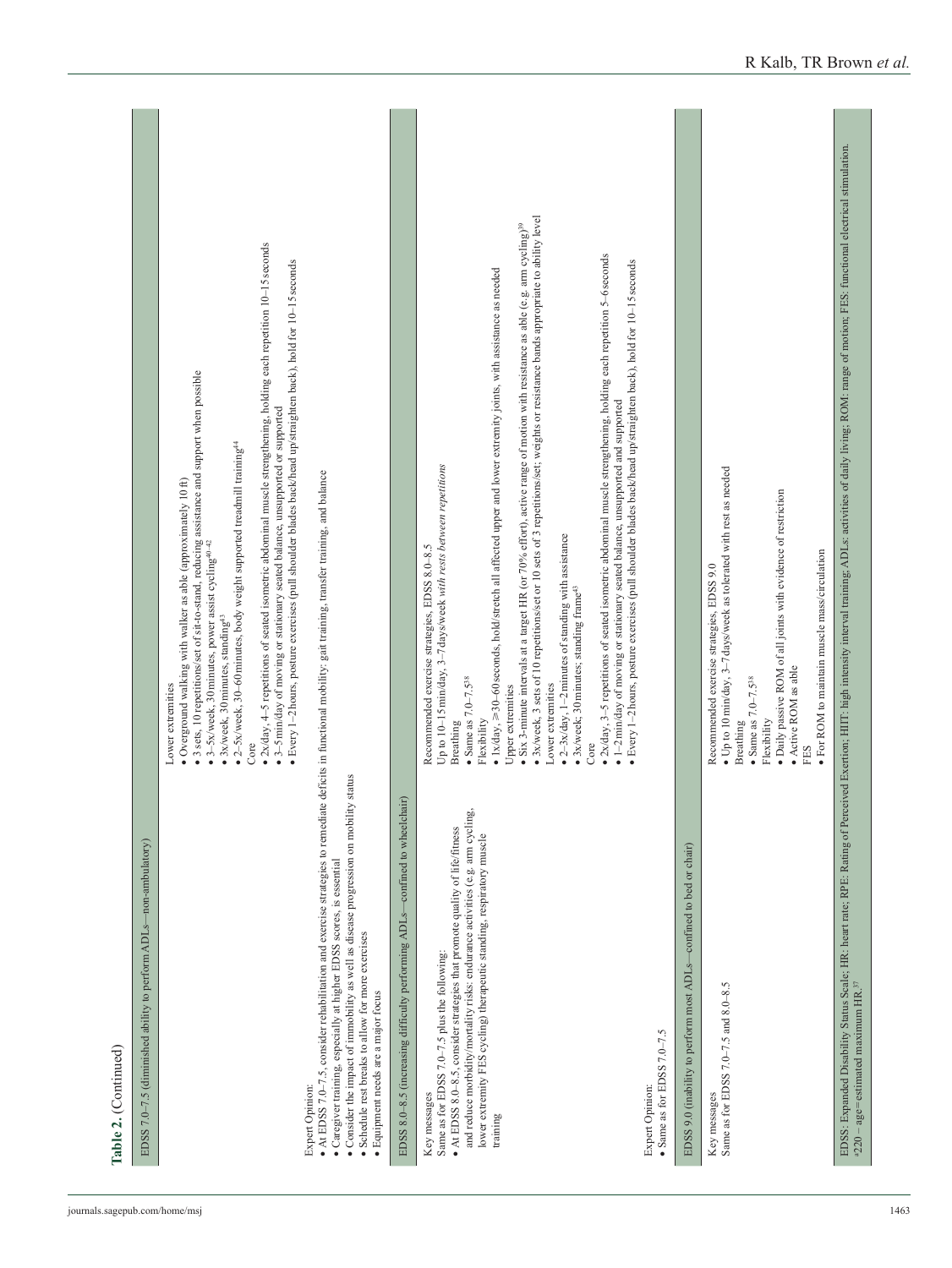**Table 2.** (Continued)

| | |
|---|---|
| **EDSS 7.0–7.5 (diminished ability to perform ADLs—non-ambulatory)** | |
| | Lower extremities<br>• Overground walking with walker as able (approximately 10 ft)<br>• 3 sets, 10 repetitions/set of sit-to-stand, reducing assistance and support when possible<br>• 3–5x/week, 30 minutes, power assist cycling[40–42]<br>• 3x/week, 30 minutes, standing[43]<br>• 2–5x/week, 30–60 minutes, body weight supported treadmill training[44]<br>Core<br>• 2x/day, 4–5 repetitions of seated isometric abdominal muscle strengthening, holding each repetition 10–15 seconds<br>• 3–5 min/day of moving or stationary seated balance, unsupported or supported<br>• Every 1–2 hours, posture exercises (pull shoulder blades back/head up/straighten back), hold for 10–15 seconds |
| Expert Opinion:<br>• At EDSS 7.0–7.5, consider rehabilitation and exercise strategies to remediate deficits in functional mobility: gait training, transfer training, and balance<br>• Caregiver training, especially at higher EDSS scores, is essential<br>• Consider the impact of immobility as well as disease progression on mobility status<br>• Schedule rest breaks to allow for more exercises<br>• Equipment needs are a major focus | |
| **EDSS 8.0–8.5 (increasing difficulty performing ADLs—confined to wheelchair)** | |
| Key messages<br>Same as for EDSS 7.0–7.5 plus the following:<br>• At EDSS 8.0–8.5, consider strategies that promote quality of life/fitness and reduce morbidity/mortality risks: endurance activities (e.g. arm cycling, lower extremity FES cycling) therapeutic standing, respiratory muscle training | Recommended exercise strategies, EDSS 8.0–8.5<br>Up to 10–15 min/day, 3–7 days/week *with rests between repetitions*<br>Breathing<br>• Same as 7.0–7.5[38]<br>Flexibility<br>• 1x/day, ≥30–60 seconds, hold/stretch all affected upper and lower extremity joints, with assistance as needed<br>Upper extremities<br>• Six 3-minute intervals at a target HR (or 70% effort), active range of motion with resistance as able (e.g. arm cycling)[39]<br>• 3x/week, 3 sets of 10 repetitions/set or 10 sets of 3 repetitions/set; weights or resistance bands appropriate to ability level<br>Lower extremities<br>• 2–3x/day, 1–2 minutes of standing with assistance<br>• 3x/week, 30 minutes; standing frame[43]<br>Core<br>• 2x/day, 3–5 repetitions of seated isometric abdominal muscle strengthening, holding each repetition 5–6 seconds<br>• 1–2 min/day of moving or stationary seated balance, unsupported and supported<br>• Every 1–2 hours, posture exercises (pull shoulder blades back/head up/straighten back), hold for 10–15 seconds |
| Expert Opinion:<br>• Same as for EDSS 7.0–7.5 | |
| **EDSS 9.0 (inability to perform most ADLs—confined to bed or chair)** | |
| Key messages<br>Same as for EDSS 7.0–7.5 and 8.0–8.5 | Recommended exercise strategies, EDSS 9.0<br>• Up to 10 min/day, 3–7 days/week as tolerated with rest as needed<br>Breathing<br>• Same as 7.0–7.5[38]<br>Flexibility<br>• Daily passive ROM of all joints with evidence of restriction<br>• Active ROM as able<br>FES<br>• For ROM to maintain muscle mass/circulation |

EDSS: Expanded Disability Status Scale; HR: heart rate; RPE: Rating of Perceived Exertion; HIIT: high intensity interval training; ADLs: activities of daily living; ROM: range of motion; FES: functional electrical stimulation.
[a]220 − age = estimated maximum HR.[37]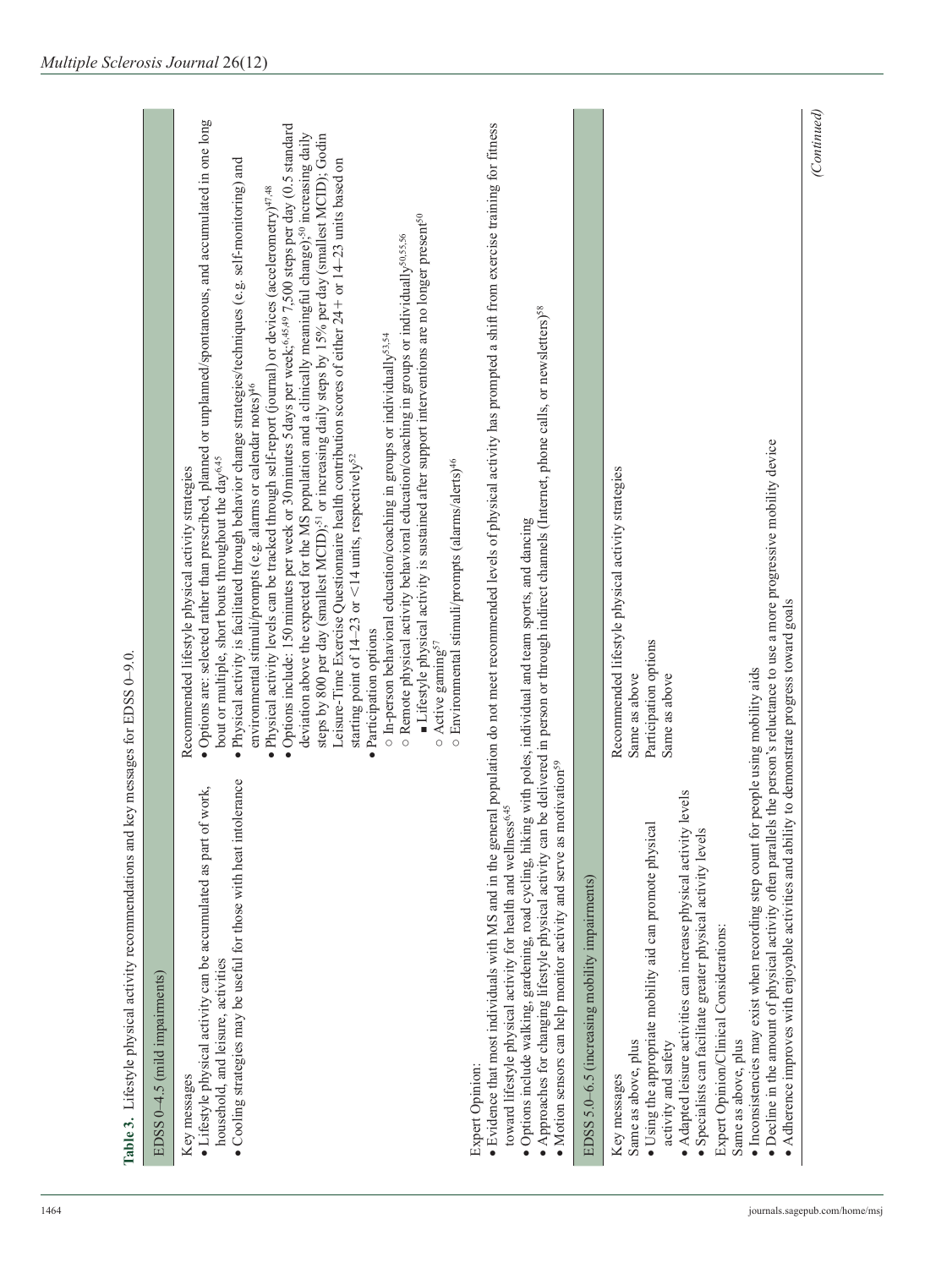**Table 3.** Lifestyle physical activity recommendations and key messages for EDSS 0–9.0.

| EDSS 0–4.5 (mild impairments) | |
|---|---|
| Key messages<br>• Lifestyle physical activity can be accumulated as part of work, household, and leisure, activities<br>• Cooling strategies may be useful for those with heat intolerance | Recommended lifestyle physical activity strategies<br>• Options are: selected rather than prescribed, planned or unplanned/spontaneous, and accumulated in one long bout or multiple, short bouts throughout the day[6,45]<br>• Physical activity is facilitated through behavior change strategies/techniques (e.g. self-monitoring) and environmental stimuli/prompts (e.g. alarms or calendar notes)[46]<br>• Physical activity levels can be tracked through self-report (journal) or devices (accelerometry)[47,48]<br>• Options include: 150 minutes per week or 30 minutes 5 days per week;[6,45,49] 7,500 steps per day (0.5 standard deviation above the expected for the MS population and a clinically meaningful change);[50] increasing daily steps by 800 per day (smallest MCID);[51] or increasing daily steps by 15% per day (smallest MCID); Godin Leisure-Time Exercise Questionnaire health contribution scores of either 24+ or 14–23 units based on starting point of 14–23 or <14 units, respectively[52]<br>• Participation options<br>○ In-person behavioral education/coaching in groups or individually[53,54]<br>○ Remote physical activity behavioral education/coaching in groups or individually[50,55,56]<br>■ Lifestyle physical activity is sustained after support interventions are no longer present[50]<br>○ Active gaming[57]<br>○ Environmental stimuli/prompts (alarms/alerts)[46] |
| Expert Opinion:<br>• Evidence that most individuals with MS and in the general population do not meet recommended levels of physical activity has prompted a shift from exercise training for fitness toward lifestyle physical activity for health and wellness[6,45]<br>• Options include walking, gardening, road cycling, hiking with poles, individual and team sports, and dancing<br>• Approaches for changing lifestyle physical activity can be delivered in person or through indirect channels (Internet, phone calls, or newsletters)[58]<br>• Motion sensors can help monitor activity and serve as motivation[59] | |
| **EDSS 5.0–6.5 (increasing mobility impairments)** | |
| Key messages<br>Same as above, plus<br>• Using the appropriate mobility aid can promote physical activity and safety<br>• Adapted leisure activities can increase physical activity levels<br>• Specialists can facilitate greater physical activity levels<br>Expert Opinion/Clinical Considerations:<br>Same as above, plus<br>• Inconsistencies may exist when recording step count for people using mobility aids<br>• Decline in the amount of physical activity often parallels the person's reluctance to use a more progressive mobility device<br>• Adherence improves with enjoyable activities and ability to demonstrate progress toward goals | Recommended lifestyle physical activity strategies<br>Same as above<br>Participation options<br>Same as above |

*(Continued)*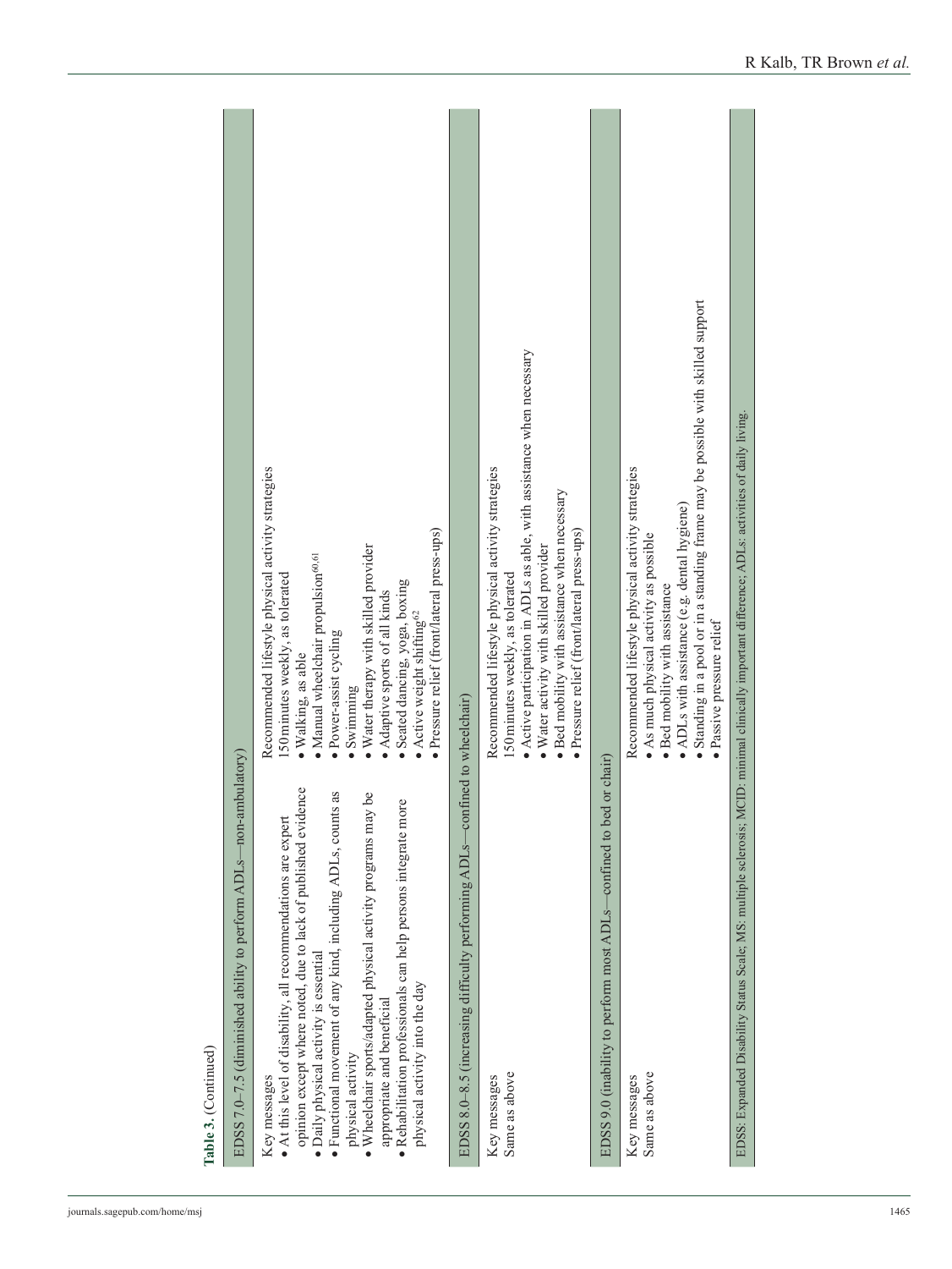**Table 3.** (Continued)

| | |
|---|---|
| **EDSS 7.0–7.5 (diminished ability to perform ADLs—non-ambulatory)** | |
| Key messages<br>• At this level of disability, all recommendations are expert opinion except where noted, due to lack of published evidence<br>• Daily physical activity is essential<br>• Functional movement of any kind, including ADLs, counts as physical activity<br>• Wheelchair sports/adapted physical activity programs may be appropriate and beneficial<br>• Rehabilitation professionals can help persons integrate more physical activity into the day | Recommended lifestyle physical activity strategies<br>150 minutes weekly, as tolerated<br>• Walking, as able<br>• Manual wheelchair propulsion[60,61]<br>• Power-assist cycling<br>• Swimming<br>• Water therapy with skilled provider<br>• Adaptive sports of all kinds<br>• Seated dancing, yoga, boxing<br>• Active weight shifting[62]<br>• Pressure relief (front/lateral press-ups) |
| **EDSS 8.0–8.5 (increasing difficulty performing ADLs—confined to wheelchair)** | |
| Key messages<br>Same as above | Recommended lifestyle physical activity strategies<br>150 minutes weekly, as tolerated<br>• Active participation in ADLs as able, with assistance when necessary<br>• Water activity with skilled provider<br>• Bed mobility with assistance when necessary<br>• Pressure relief (front/lateral press-ups) |
| **EDSS 9.0 (inability to perform most ADLs—confined to bed or chair)** | |
| Key messages<br>Same as above | Recommended lifestyle physical activity strategies<br>• As much physical activity as possible<br>• Bed mobility with assistance<br>• ADLs with assistance (e.g. dental hygiene)<br>• Standing in a pool or in a standing frame may be possible with skilled support<br>• Passive pressure relief |

EDSS: Expanded Disability Status Scale; MS: multiple sclerosis; MCID: minimal clinically important difference; ADLs: activities of daily living.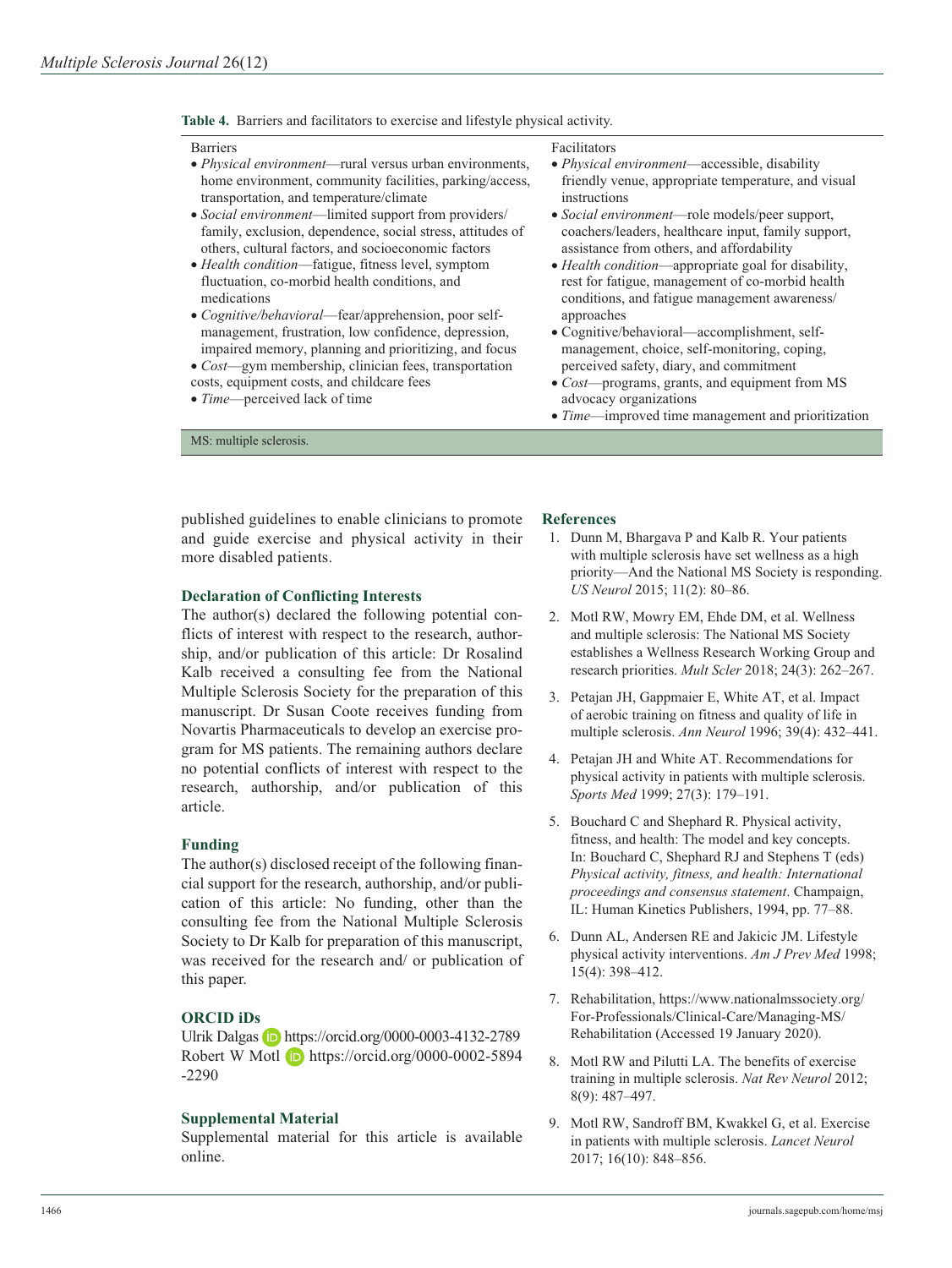**Table 4.** Barriers and facilitators to exercise and lifestyle physical activity.

| Barriers | Facilitators |
|---|---|
| • *Physical environment*—rural versus urban environments, home environment, community facilities, parking/access, transportation, and temperature/climate<br>• *Social environment*—limited support from providers/ family, exclusion, dependence, social stress, attitudes of others, cultural factors, and socioeconomic factors<br>• *Health condition*—fatigue, fitness level, symptom fluctuation, co-morbid health conditions, and medications<br>• *Cognitive/behavioral*—fear/apprehension, poor self-management, frustration, low confidence, depression, impaired memory, planning and prioritizing, and focus<br>• *Cost*—gym membership, clinician fees, transportation costs, equipment costs, and childcare fees<br>• *Time*—perceived lack of time | • *Physical environment*—accessible, disability friendly venue, appropriate temperature, and visual instructions<br>• *Social environment*—role models/peer support, coachers/leaders, healthcare input, family support, assistance from others, and affordability<br>• *Health condition*—appropriate goal for disability, rest for fatigue, management of co-morbid health conditions, and fatigue management awareness/ approaches<br>• Cognitive/behavioral—accomplishment, self-management, choice, self-monitoring, coping, perceived safety, diary, and commitment<br>• *Cost*—programs, grants, and equipment from MS advocacy organizations<br>• *Time*—improved time management and prioritization |

MS: multiple sclerosis.

published guidelines to enable clinicians to promote and guide exercise and physical activity in their more disabled patients.

## Declaration of Conflicting Interests

The author(s) declared the following potential conflicts of interest with respect to the research, authorship, and/or publication of this article: Dr Rosalind Kalb received a consulting fee from the National Multiple Sclerosis Society for the preparation of this manuscript. Dr Susan Coote receives funding from Novartis Pharmaceuticals to develop an exercise program for MS patients. The remaining authors declare no potential conflicts of interest with respect to the research, authorship, and/or publication of this article.

## Funding

The author(s) disclosed receipt of the following financial support for the research, authorship, and/or publication of this article: No funding, other than the consulting fee from the National Multiple Sclerosis Society to Dr Kalb for preparation of this manuscript, was received for the research and/ or publication of this paper.

## ORCID iDs

Ulrik Dalgas https://orcid.org/0000-0003-4132-2789
Robert W Motl https://orcid.org/0000-0002-5894-2290

## Supplemental Material

Supplemental material for this article is available online.

## References

1. Dunn M, Bhargava P and Kalb R. Your patients with multiple sclerosis have set wellness as a high priority—And the National MS Society is responding. *US Neurol* 2015; 11(2): 80–86.
2. Motl RW, Mowry EM, Ehde DM, et al. Wellness and multiple sclerosis: The National MS Society establishes a Wellness Research Working Group and research priorities. *Mult Scler* 2018; 24(3): 262–267.
3. Petajan JH, Gappmaier E, White AT, et al. Impact of aerobic training on fitness and quality of life in multiple sclerosis. *Ann Neurol* 1996; 39(4): 432–441.
4. Petajan JH and White AT. Recommendations for physical activity in patients with multiple sclerosis. *Sports Med* 1999; 27(3): 179–191.
5. Bouchard C and Shephard R. Physical activity, fitness, and health: The model and key concepts. In: Bouchard C, Shephard RJ and Stephens T (eds) *Physical activity, fitness, and health: International proceedings and consensus statement*. Champaign, IL: Human Kinetics Publishers, 1994, pp. 77–88.
6. Dunn AL, Andersen RE and Jakicic JM. Lifestyle physical activity interventions. *Am J Prev Med* 1998; 15(4): 398–412.
7. Rehabilitation, https://www.nationalmssociety.org/For-Professionals/Clinical-Care/Managing-MS/Rehabilitation (Accessed 19 January 2020).
8. Motl RW and Pilutti LA. The benefits of exercise training in multiple sclerosis. *Nat Rev Neurol* 2012; 8(9): 487–497.
9. Motl RW, Sandroff BM, Kwakkel G, et al. Exercise in patients with multiple sclerosis. *Lancet Neurol* 2017; 16(10): 848–856.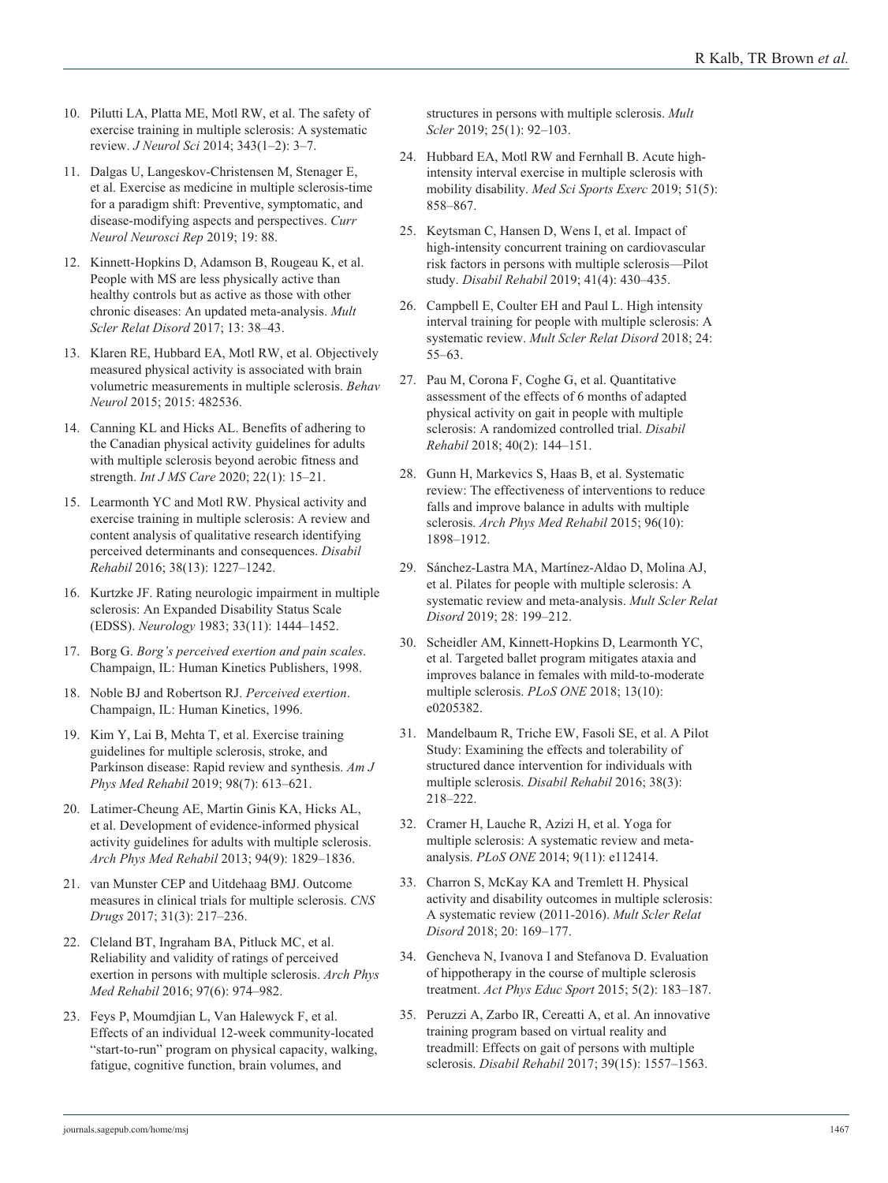10. Pilutti LA, Platta ME, Motl RW, et al. The safety of exercise training in multiple sclerosis: A systematic review. *J Neurol Sci* 2014; 343(1–2): 3–7.
11. Dalgas U, Langeskov-Christensen M, Stenager E, et al. Exercise as medicine in multiple sclerosis-time for a paradigm shift: Preventive, symptomatic, and disease-modifying aspects and perspectives. *Curr Neurol Neurosci Rep* 2019; 19: 88.
12. Kinnett-Hopkins D, Adamson B, Rougeau K, et al. People with MS are less physically active than healthy controls but as active as those with other chronic diseases: An updated meta-analysis. *Mult Scler Relat Disord* 2017; 13: 38–43.
13. Klaren RE, Hubbard EA, Motl RW, et al. Objectively measured physical activity is associated with brain volumetric measurements in multiple sclerosis. *Behav Neurol* 2015; 2015: 482536.
14. Canning KL and Hicks AL. Benefits of adhering to the Canadian physical activity guidelines for adults with multiple sclerosis beyond aerobic fitness and strength. *Int J MS Care* 2020; 22(1): 15–21.
15. Learmonth YC and Motl RW. Physical activity and exercise training in multiple sclerosis: A review and content analysis of qualitative research identifying perceived determinants and consequences. *Disabil Rehabil* 2016; 38(13): 1227–1242.
16. Kurtzke JF. Rating neurologic impairment in multiple sclerosis: An Expanded Disability Status Scale (EDSS). *Neurology* 1983; 33(11): 1444–1452.
17. Borg G. *Borg's perceived exertion and pain scales*. Champaign, IL: Human Kinetics Publishers, 1998.
18. Noble BJ and Robertson RJ. *Perceived exertion*. Champaign, IL: Human Kinetics, 1996.
19. Kim Y, Lai B, Mehta T, et al. Exercise training guidelines for multiple sclerosis, stroke, and Parkinson disease: Rapid review and synthesis. *Am J Phys Med Rehabil* 2019; 98(7): 613–621.
20. Latimer-Cheung AE, Martin Ginis KA, Hicks AL, et al. Development of evidence-informed physical activity guidelines for adults with multiple sclerosis. *Arch Phys Med Rehabil* 2013; 94(9): 1829–1836.
21. van Munster CEP and Uitdehaag BMJ. Outcome measures in clinical trials for multiple sclerosis. *CNS Drugs* 2017; 31(3): 217–236.
22. Cleland BT, Ingraham BA, Pitluck MC, et al. Reliability and validity of ratings of perceived exertion in persons with multiple sclerosis. *Arch Phys Med Rehabil* 2016; 97(6): 974–982.
23. Feys P, Moumdjian L, Van Halewyck F, et al. Effects of an individual 12-week community-located "start-to-run" program on physical capacity, walking, fatigue, cognitive function, brain volumes, and structures in persons with multiple sclerosis. *Mult Scler* 2019; 25(1): 92–103.
24. Hubbard EA, Motl RW and Fernhall B. Acute high-intensity interval exercise in multiple sclerosis with mobility disability. *Med Sci Sports Exerc* 2019; 51(5): 858–867.
25. Keytsman C, Hansen D, Wens I, et al. Impact of high-intensity concurrent training on cardiovascular risk factors in persons with multiple sclerosis—Pilot study. *Disabil Rehabil* 2019; 41(4): 430–435.
26. Campbell E, Coulter EH and Paul L. High intensity interval training for people with multiple sclerosis: A systematic review. *Mult Scler Relat Disord* 2018; 24: 55–63.
27. Pau M, Corona F, Coghe G, et al. Quantitative assessment of the effects of 6 months of adapted physical activity on gait in people with multiple sclerosis: A randomized controlled trial. *Disabil Rehabil* 2018; 40(2): 144–151.
28. Gunn H, Markevics S, Haas B, et al. Systematic review: The effectiveness of interventions to reduce falls and improve balance in adults with multiple sclerosis. *Arch Phys Med Rehabil* 2015; 96(10): 1898–1912.
29. Sánchez-Lastra MA, Martínez-Aldao D, Molina AJ, et al. Pilates for people with multiple sclerosis: A systematic review and meta-analysis. *Mult Scler Relat Disord* 2019; 28: 199–212.
30. Scheidler AM, Kinnett-Hopkins D, Learmonth YC, et al. Targeted ballet program mitigates ataxia and improves balance in females with mild-to-moderate multiple sclerosis. *PLoS ONE* 2018; 13(10): e0205382.
31. Mandelbaum R, Triche EW, Fasoli SE, et al. A Pilot Study: Examining the effects and tolerability of structured dance intervention for individuals with multiple sclerosis. *Disabil Rehabil* 2016; 38(3): 218–222.
32. Cramer H, Lauche R, Azizi H, et al. Yoga for multiple sclerosis: A systematic review and meta-analysis. *PLoS ONE* 2014; 9(11): e112414.
33. Charron S, McKay KA and Tremlett H. Physical activity and disability outcomes in multiple sclerosis: A systematic review (2011-2016). *Mult Scler Relat Disord* 2018; 20: 169–177.
34. Gencheva N, Ivanova I and Stefanova D. Evaluation of hippotherapy in the course of multiple sclerosis treatment. *Act Phys Educ Sport* 2015; 5(2): 183–187.
35. Peruzzi A, Zarbo IR, Cereatti A, et al. An innovative training program based on virtual reality and treadmill: Effects on gait of persons with multiple sclerosis. *Disabil Rehabil* 2017; 39(15): 1557–1563.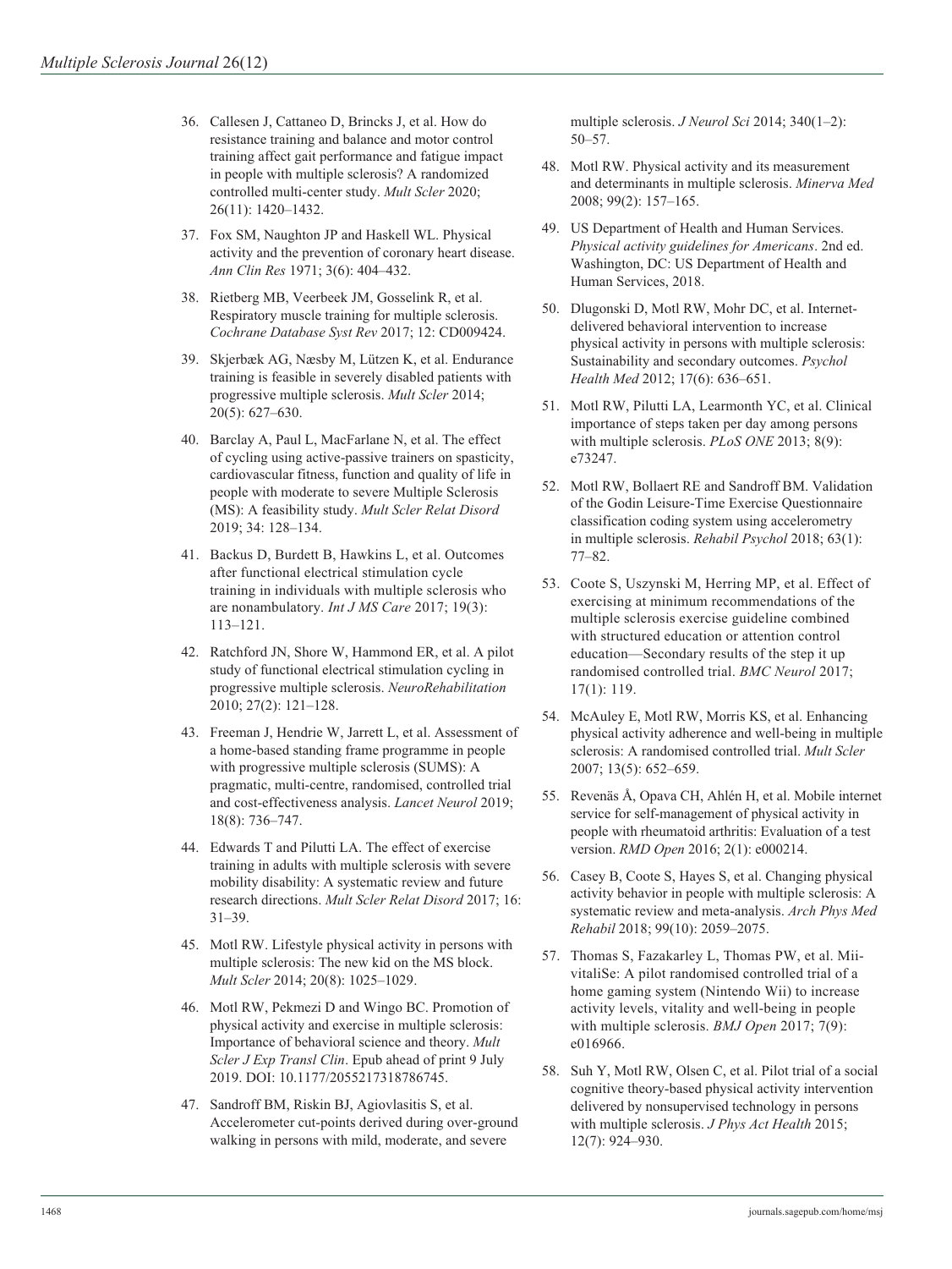36. Callesen J, Cattaneo D, Brincks J, et al. How do resistance training and balance and motor control training affect gait performance and fatigue impact in people with multiple sclerosis? A randomized controlled multi-center study. *Mult Scler* 2020; 26(11): 1420–1432.

37. Fox SM, Naughton JP and Haskell WL. Physical activity and the prevention of coronary heart disease. *Ann Clin Res* 1971; 3(6): 404–432.

38. Rietberg MB, Veerbeek JM, Gosselink R, et al. Respiratory muscle training for multiple sclerosis. *Cochrane Database Syst Rev* 2017; 12: CD009424.

39. Skjerbæk AG, Næsby M, Lützen K, et al. Endurance training is feasible in severely disabled patients with progressive multiple sclerosis. *Mult Scler* 2014; 20(5): 627–630.

40. Barclay A, Paul L, MacFarlane N, et al. The effect of cycling using active-passive trainers on spasticity, cardiovascular fitness, function and quality of life in people with moderate to severe Multiple Sclerosis (MS): A feasibility study. *Mult Scler Relat Disord* 2019; 34: 128–134.

41. Backus D, Burdett B, Hawkins L, et al. Outcomes after functional electrical stimulation cycle training in individuals with multiple sclerosis who are nonambulatory. *Int J MS Care* 2017; 19(3): 113–121.

42. Ratchford JN, Shore W, Hammond ER, et al. A pilot study of functional electrical stimulation cycling in progressive multiple sclerosis. *NeuroRehabilitation* 2010; 27(2): 121–128.

43. Freeman J, Hendrie W, Jarrett L, et al. Assessment of a home-based standing frame programme in people with progressive multiple sclerosis (SUMS): A pragmatic, multi-centre, randomised, controlled trial and cost-effectiveness analysis. *Lancet Neurol* 2019; 18(8): 736–747.

44. Edwards T and Pilutti LA. The effect of exercise training in adults with multiple sclerosis with severe mobility disability: A systematic review and future research directions. *Mult Scler Relat Disord* 2017; 16: 31–39.

45. Motl RW. Lifestyle physical activity in persons with multiple sclerosis: The new kid on the MS block. *Mult Scler* 2014; 20(8): 1025–1029.

46. Motl RW, Pekmezi D and Wingo BC. Promotion of physical activity and exercise in multiple sclerosis: Importance of behavioral science and theory. *Mult Scler J Exp Transl Clin*. Epub ahead of print 9 July 2019. DOI: 10.1177/2055217318786745.

47. Sandroff BM, Riskin BJ, Agiovlasitis S, et al. Accelerometer cut-points derived during over-ground walking in persons with mild, moderate, and severe multiple sclerosis. *J Neurol Sci* 2014; 340(1–2): 50–57.

48. Motl RW. Physical activity and its measurement and determinants in multiple sclerosis. *Minerva Med* 2008; 99(2): 157–165.

49. US Department of Health and Human Services. *Physical activity guidelines for Americans*. 2nd ed. Washington, DC: US Department of Health and Human Services, 2018.

50. Dlugonski D, Motl RW, Mohr DC, et al. Internet-delivered behavioral intervention to increase physical activity in persons with multiple sclerosis: Sustainability and secondary outcomes. *Psychol Health Med* 2012; 17(6): 636–651.

51. Motl RW, Pilutti LA, Learmonth YC, et al. Clinical importance of steps taken per day among persons with multiple sclerosis. *PLoS ONE* 2013; 8(9): e73247.

52. Motl RW, Bollaert RE and Sandroff BM. Validation of the Godin Leisure-Time Exercise Questionnaire classification coding system using accelerometry in multiple sclerosis. *Rehabil Psychol* 2018; 63(1): 77–82.

53. Coote S, Uszynski M, Herring MP, et al. Effect of exercising at minimum recommendations of the multiple sclerosis exercise guideline combined with structured education or attention control education—Secondary results of the step it up randomised controlled trial. *BMC Neurol* 2017; 17(1): 119.

54. McAuley E, Motl RW, Morris KS, et al. Enhancing physical activity adherence and well-being in multiple sclerosis: A randomised controlled trial. *Mult Scler* 2007; 13(5): 652–659.

55. Revenäs Å, Opava CH, Ahlén H, et al. Mobile internet service for self-management of physical activity in people with rheumatoid arthritis: Evaluation of a test version. *RMD Open* 2016; 2(1): e000214.

56. Casey B, Coote S, Hayes S, et al. Changing physical activity behavior in people with multiple sclerosis: A systematic review and meta-analysis. *Arch Phys Med Rehabil* 2018; 99(10): 2059–2075.

57. Thomas S, Fazakarley L, Thomas PW, et al. Mii-vitaliSe: A pilot randomised controlled trial of a home gaming system (Nintendo Wii) to increase activity levels, vitality and well-being in people with multiple sclerosis. *BMJ Open* 2017; 7(9): e016966.

58. Suh Y, Motl RW, Olsen C, et al. Pilot trial of a social cognitive theory-based physical activity intervention delivered by nonsupervised technology in persons with multiple sclerosis. *J Phys Act Health* 2015; 12(7): 924–930.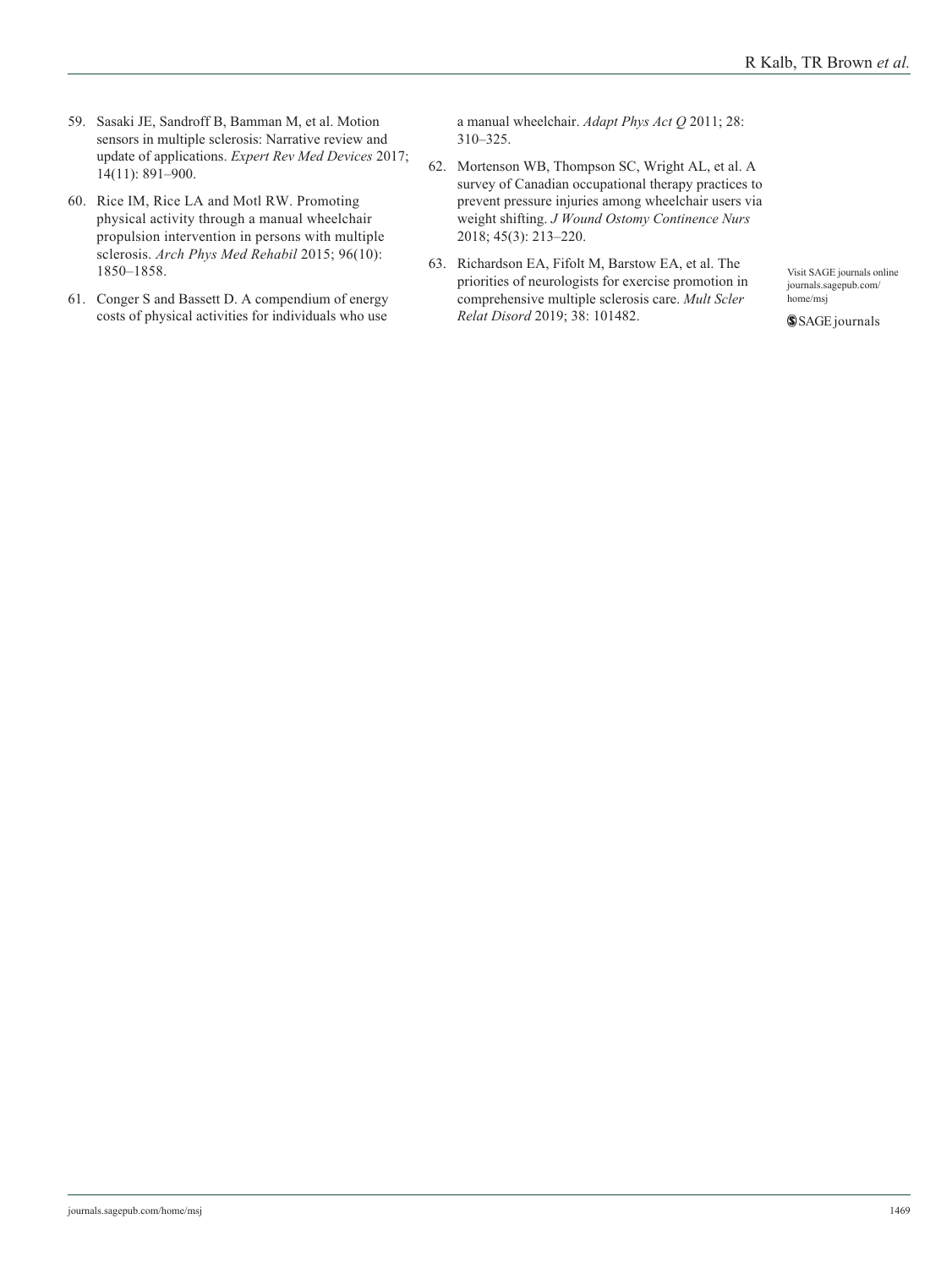59. Sasaki JE, Sandroff B, Bamman M, et al. Motion sensors in multiple sclerosis: Narrative review and update of applications. *Expert Rev Med Devices* 2017; 14(11): 891–900.

60. Rice IM, Rice LA and Motl RW. Promoting physical activity through a manual wheelchair propulsion intervention in persons with multiple sclerosis. *Arch Phys Med Rehabil* 2015; 96(10): 1850–1858.

61. Conger S and Bassett D. A compendium of energy costs of physical activities for individuals who use a manual wheelchair. *Adapt Phys Act Q* 2011; 28: 310–325.

62. Mortenson WB, Thompson SC, Wright AL, et al. A survey of Canadian occupational therapy practices to prevent pressure injuries among wheelchair users via weight shifting. *J Wound Ostomy Continence Nurs* 2018; 45(3): 213–220.

63. Richardson EA, Fifolt M, Barstow EA, et al. The priorities of neurologists for exercise promotion in comprehensive multiple sclerosis care. *Mult Scler Relat Disord* 2019; 38: 101482.

Visit SAGE journals online journals.sagepub.com/home/msj

SAGE journals